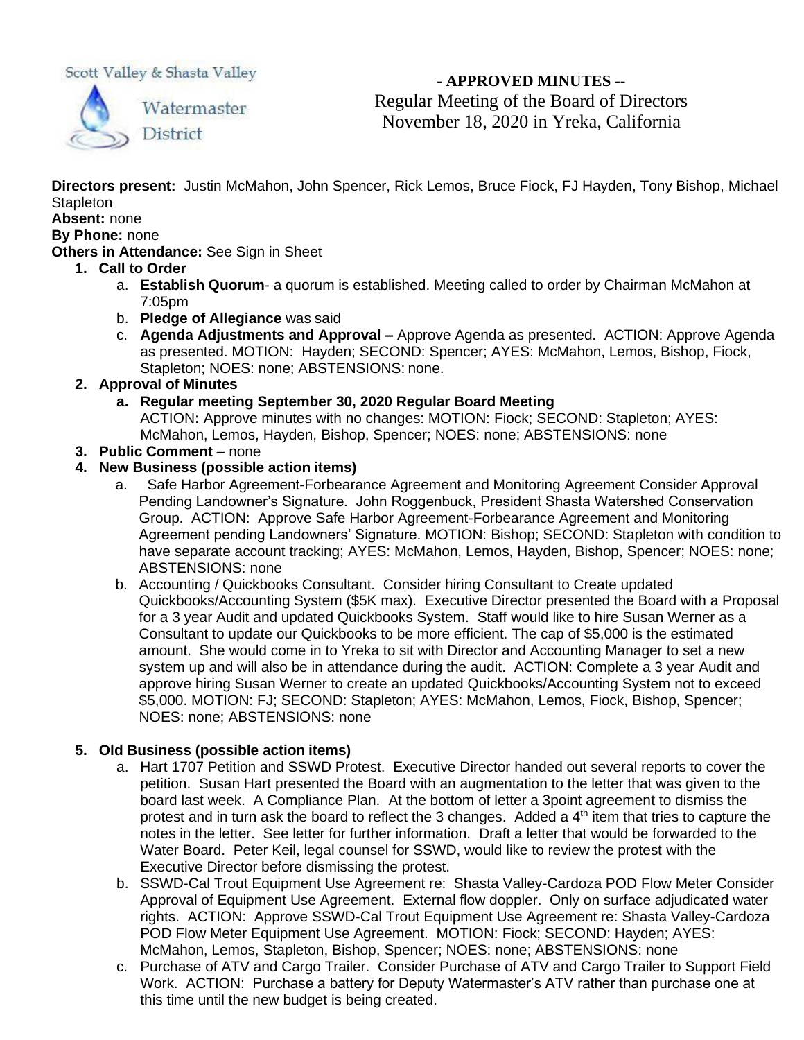Scott Valley & Shasta Valley Watermaster District

**- APPROVED MINUTES --**

Regular Meeting of the Board of Directors
November 18, 2020 in Yreka, California

**Directors present:** Justin McMahon, John Spencer, Rick Lemos, Bruce Fiock, FJ Hayden, Tony Bishop, Michael Stapleton
**Absent:** none
**By Phone:** none
**Others in Attendance:** See Sign in Sheet

1. **Call to Order**
   a. **Establish Quorum**- a quorum is established. Meeting called to order by Chairman McMahon at 7:05pm
   b. **Pledge of Allegiance** was said
   c. **Agenda Adjustments and Approval –** Approve Agenda as presented. ACTION: Approve Agenda as presented. MOTION: Hayden; SECOND: Spencer; AYES: McMahon, Lemos, Bishop, Fiock, Stapleton; NOES: none; ABSTENSIONS: none.
2. **Approval of Minutes**
   a. **Regular meeting September 30, 2020 Regular Board Meeting**
   ACTION**:** Approve minutes with no changes: MOTION: Fiock; SECOND: Stapleton; AYES: McMahon, Lemos, Hayden, Bishop, Spencer; NOES: none; ABSTENSIONS: none
3. **Public Comment** – none
4. **New Business (possible action items)**
   a. Safe Harbor Agreement-Forbearance Agreement and Monitoring Agreement Consider Approval Pending Landowner's Signature. John Roggenbuck, President Shasta Watershed Conservation Group. ACTION: Approve Safe Harbor Agreement-Forbearance Agreement and Monitoring Agreement pending Landowners' Signature. MOTION: Bishop; SECOND: Stapleton with condition to have separate account tracking; AYES: McMahon, Lemos, Hayden, Bishop, Spencer; NOES: none; ABSTENSIONS: none
   b. Accounting / Quickbooks Consultant. Consider hiring Consultant to Create updated Quickbooks/Accounting System ($5K max). Executive Director presented the Board with a Proposal for a 3 year Audit and updated Quickbooks System. Staff would like to hire Susan Werner as a Consultant to update our Quickbooks to be more efficient. The cap of $5,000 is the estimated amount. She would come in to Yreka to sit with Director and Accounting Manager to set a new system up and will also be in attendance during the audit. ACTION: Complete a 3 year Audit and approve hiring Susan Werner to create an updated Quickbooks/Accounting System not to exceed $5,000. MOTION: FJ; SECOND: Stapleton; AYES: McMahon, Lemos, Fiock, Bishop, Spencer; NOES: none; ABSTENSIONS: none
5. **Old Business (possible action items)**
   a. Hart 1707 Petition and SSWD Protest. Executive Director handed out several reports to cover the petition. Susan Hart presented the Board with an augmentation to the letter that was given to the board last week. A Compliance Plan. At the bottom of letter a 3point agreement to dismiss the protest and in turn ask the board to reflect the 3 changes. Added a 4th item that tries to capture the notes in the letter. See letter for further information. Draft a letter that would be forwarded to the Water Board. Peter Keil, legal counsel for SSWD, would like to review the protest with the Executive Director before dismissing the protest.
   b. SSWD-Cal Trout Equipment Use Agreement re: Shasta Valley-Cardoza POD Flow Meter Consider Approval of Equipment Use Agreement. External flow doppler. Only on surface adjudicated water rights. ACTION: Approve SSWD-Cal Trout Equipment Use Agreement re: Shasta Valley-Cardoza POD Flow Meter Equipment Use Agreement. MOTION: Fiock; SECOND: Hayden; AYES: McMahon, Lemos, Stapleton, Bishop, Spencer; NOES: none; ABSTENSIONS: none
   c. Purchase of ATV and Cargo Trailer. Consider Purchase of ATV and Cargo Trailer to Support Field Work. ACTION: Purchase a battery for Deputy Watermaster's ATV rather than purchase one at this time until the new budget is being created.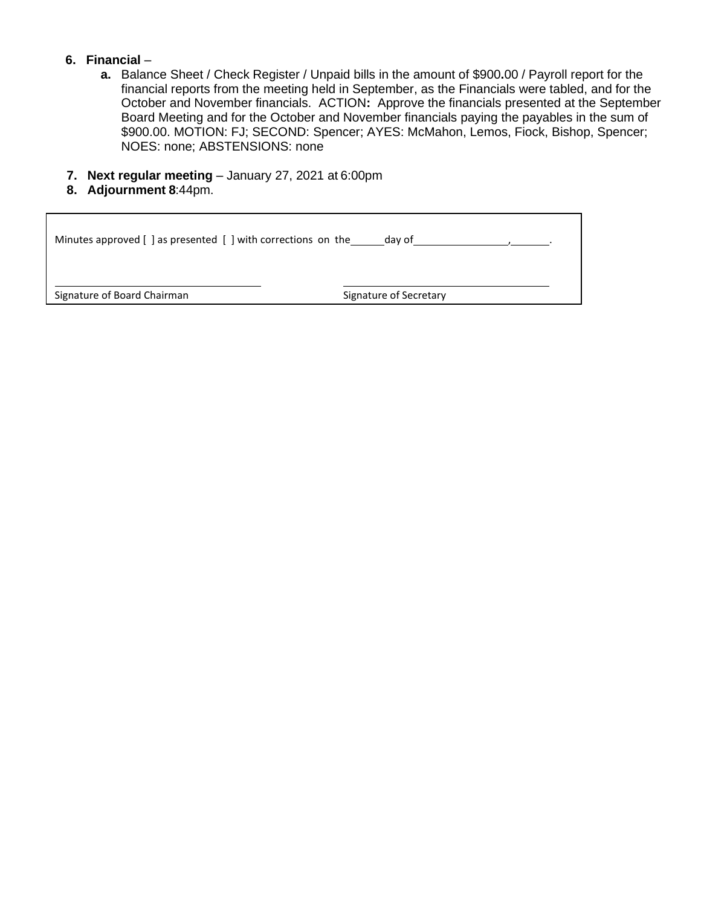6. **Financial** –
   a. Balance Sheet / Check Register / Unpaid bills in the amount of $900**.**00 / Payroll report for the financial reports from the meeting held in September, as the Financials were tabled, and for the October and November financials. ACTION**:** Approve the financials presented at the September Board Meeting and for the October and November financials paying the payables in the sum of $900.00. MOTION: FJ; SECOND: Spencer; AYES: McMahon, Lemos, Fiock, Bishop, Spencer; NOES: none; ABSTENSIONS: none

7. **Next regular meeting** – January 27, 2021 at 6:00pm
8. **Adjournment 8**:44pm.

Minutes approved [ ] as presented [ ] with corrections on the______day of________________,_______.

______________________________ ______________________________

Signature of Board Chairman Signature of Secretary